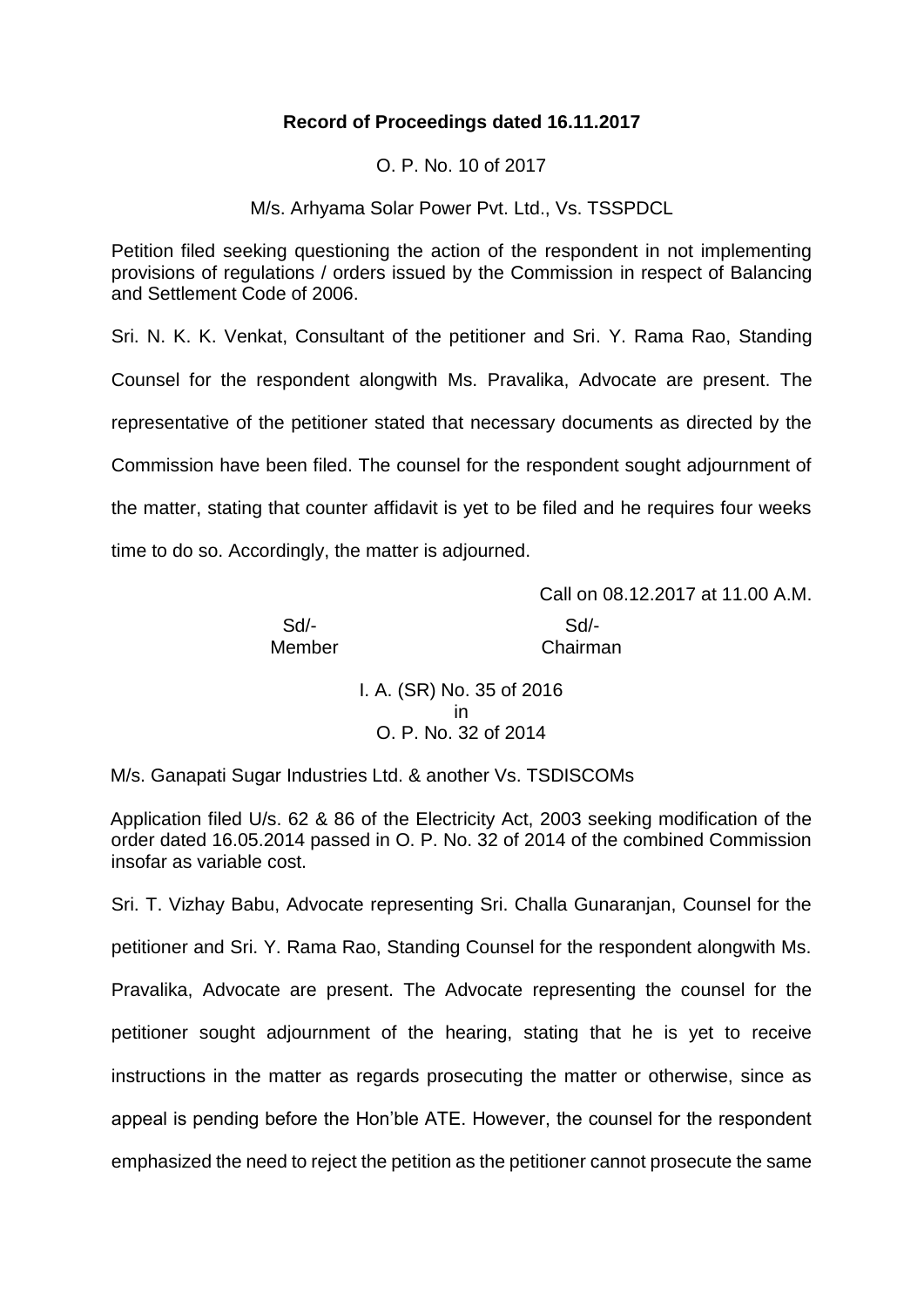**Record of Proceedings dated 16.11.2017**

O. P. No. 10 of 2017

M/s. Arhyama Solar Power Pvt. Ltd., Vs. TSSPDCL

Petition filed seeking questioning the action of the respondent in not implementing provisions of regulations / orders issued by the Commission in respect of Balancing and Settlement Code of 2006.

Sri. N. K. K. Venkat, Consultant of the petitioner and Sri. Y. Rama Rao, Standing Counsel for the respondent alongwith Ms. Pravalika, Advocate are present. The representative of the petitioner stated that necessary documents as directed by the Commission have been filed. The counsel for the respondent sought adjournment of the matter, stating that counter affidavit is yet to be filed and he requires four weeks time to do so. Accordingly, the matter is adjourned.

Call on 08.12.2017 at 11.00 A.M.

| Sd/- | Sd/- |
|---|---|
| Member | Chairman |

I. A. (SR) No. 35 of 2016
in
O. P. No. 32 of 2014

M/s. Ganapati Sugar Industries Ltd. & another Vs. TSDISCOMs

Application filed U/s. 62 & 86 of the Electricity Act, 2003 seeking modification of the order dated 16.05.2014 passed in O. P. No. 32 of 2014 of the combined Commission insofar as variable cost.

Sri. T. Vizhay Babu, Advocate representing Sri. Challa Gunaranjan, Counsel for the petitioner and Sri. Y. Rama Rao, Standing Counsel for the respondent alongwith Ms. Pravalika, Advocate are present. The Advocate representing the counsel for the petitioner sought adjournment of the hearing, stating that he is yet to receive instructions in the matter as regards prosecuting the matter or otherwise, since as appeal is pending before the Hon'ble ATE. However, the counsel for the respondent emphasized the need to reject the petition as the petitioner cannot prosecute the same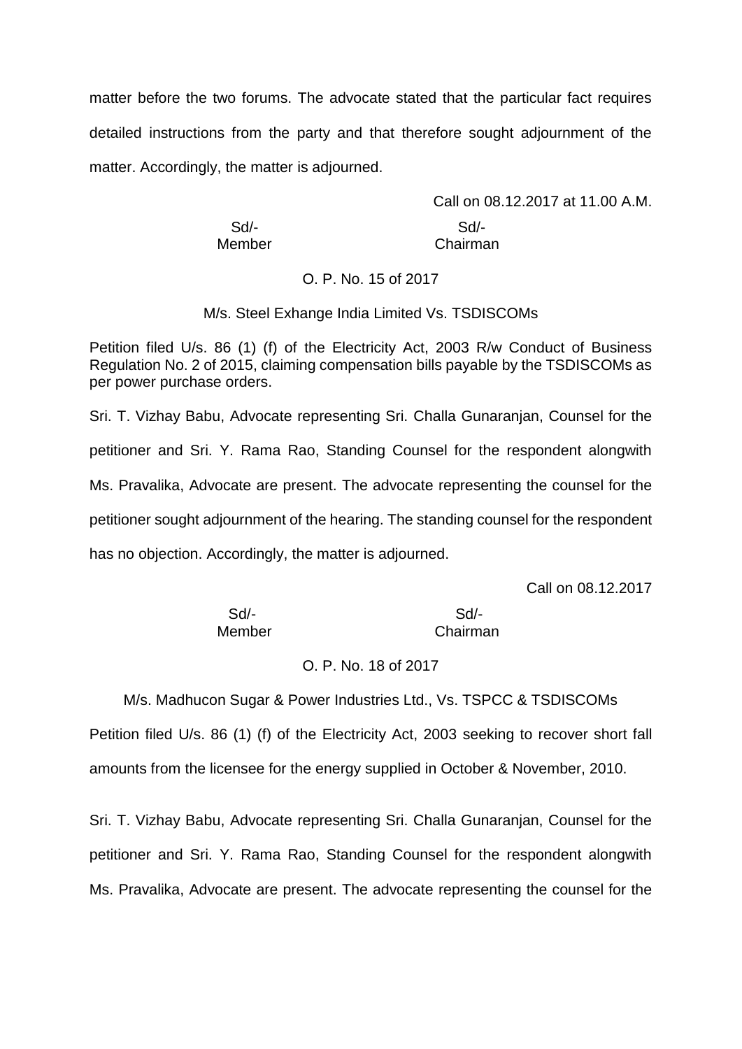matter before the two forums. The advocate stated that the particular fact requires detailed instructions from the party and that therefore sought adjournment of the matter. Accordingly, the matter is adjourned.

Call on 08.12.2017 at 11.00 A.M.

Sd/-
Member

Sd/-
Chairman

O. P. No. 15 of 2017

M/s. Steel Exhange India Limited Vs. TSDISCOMs

Petition filed U/s. 86 (1) (f) of the Electricity Act, 2003 R/w Conduct of Business Regulation No. 2 of 2015, claiming compensation bills payable by the TSDISCOMs as per power purchase orders.

Sri. T. Vizhay Babu, Advocate representing Sri. Challa Gunaranjan, Counsel for the petitioner and Sri. Y. Rama Rao, Standing Counsel for the respondent alongwith Ms. Pravalika, Advocate are present. The advocate representing the counsel for the petitioner sought adjournment of the hearing. The standing counsel for the respondent has no objection. Accordingly, the matter is adjourned.

Call on 08.12.2017

Sd/-
Member

Sd/-
Chairman

O. P. No. 18 of 2017

M/s. Madhucon Sugar & Power Industries Ltd., Vs. TSPCC & TSDISCOMs

Petition filed U/s. 86 (1) (f) of the Electricity Act, 2003 seeking to recover short fall amounts from the licensee for the energy supplied in October & November, 2010.

Sri. T. Vizhay Babu, Advocate representing Sri. Challa Gunaranjan, Counsel for the petitioner and Sri. Y. Rama Rao, Standing Counsel for the respondent alongwith Ms. Pravalika, Advocate are present. The advocate representing the counsel for the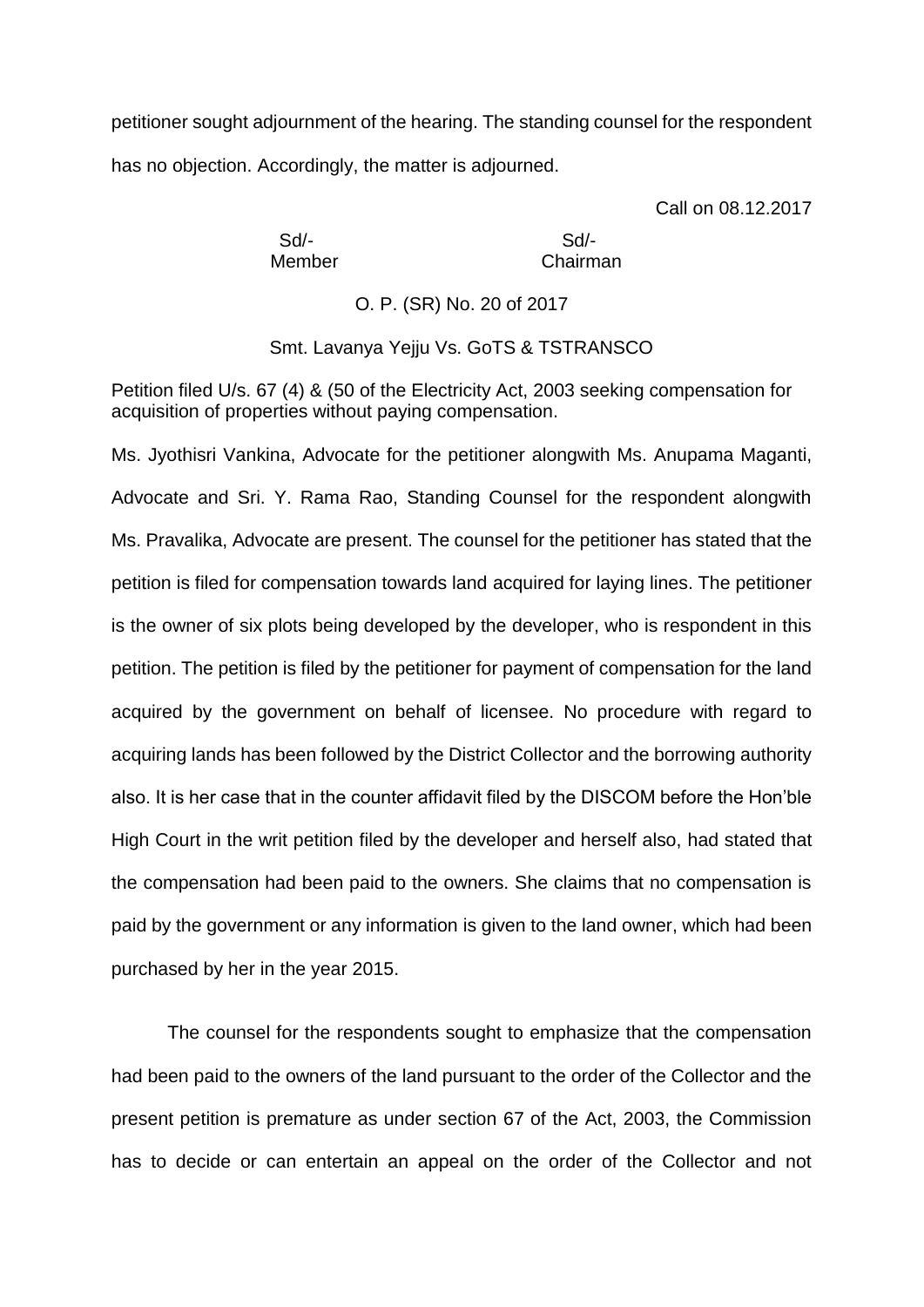petitioner sought adjournment of the hearing. The standing counsel for the respondent has no objection. Accordingly, the matter is adjourned.

Call on 08.12.2017

| Sd/- | Sd/- |
|---|---|
| Member | Chairman |

O. P. (SR) No. 20 of 2017

Smt. Lavanya Yejju Vs. GoTS & TSTRANSCO

Petition filed U/s. 67 (4) & (50 of the Electricity Act, 2003 seeking compensation for acquisition of properties without paying compensation.

Ms. Jyothisri Vankina, Advocate for the petitioner alongwith Ms. Anupama Maganti, Advocate and Sri. Y. Rama Rao, Standing Counsel for the respondent alongwith Ms. Pravalika, Advocate are present. The counsel for the petitioner has stated that the petition is filed for compensation towards land acquired for laying lines. The petitioner is the owner of six plots being developed by the developer, who is respondent in this petition. The petition is filed by the petitioner for payment of compensation for the land acquired by the government on behalf of licensee. No procedure with regard to acquiring lands has been followed by the District Collector and the borrowing authority also. It is her case that in the counter affidavit filed by the DISCOM before the Hon'ble High Court in the writ petition filed by the developer and herself also, had stated that the compensation had been paid to the owners. She claims that no compensation is paid by the government or any information is given to the land owner, which had been purchased by her in the year 2015.

The counsel for the respondents sought to emphasize that the compensation had been paid to the owners of the land pursuant to the order of the Collector and the present petition is premature as under section 67 of the Act, 2003, the Commission has to decide or can entertain an appeal on the order of the Collector and not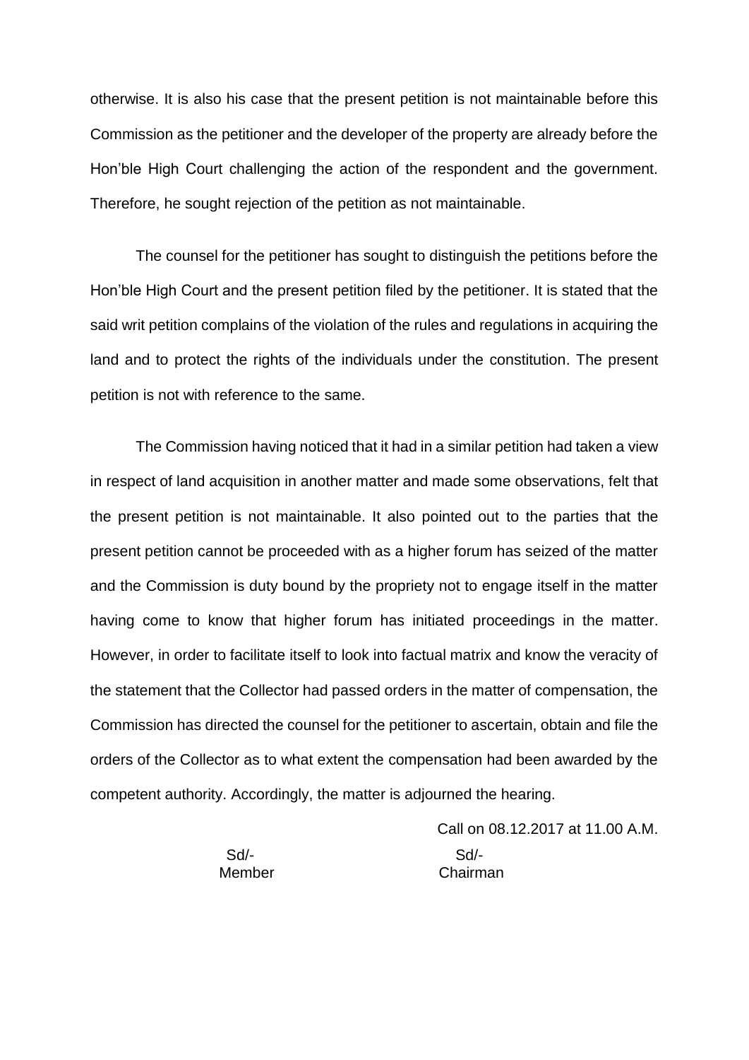otherwise. It is also his case that the present petition is not maintainable before this Commission as the petitioner and the developer of the property are already before the Hon'ble High Court challenging the action of the respondent and the government. Therefore, he sought rejection of the petition as not maintainable.

The counsel for the petitioner has sought to distinguish the petitions before the Hon'ble High Court and the present petition filed by the petitioner. It is stated that the said writ petition complains of the violation of the rules and regulations in acquiring the land and to protect the rights of the individuals under the constitution. The present petition is not with reference to the same.

The Commission having noticed that it had in a similar petition had taken a view in respect of land acquisition in another matter and made some observations, felt that the present petition is not maintainable. It also pointed out to the parties that the present petition cannot be proceeded with as a higher forum has seized of the matter and the Commission is duty bound by the propriety not to engage itself in the matter having come to know that higher forum has initiated proceedings in the matter. However, in order to facilitate itself to look into factual matrix and know the veracity of the statement that the Collector had passed orders in the matter of compensation, the Commission has directed the counsel for the petitioner to ascertain, obtain and file the orders of the Collector as to what extent the compensation had been awarded by the competent authority. Accordingly, the matter is adjourned the hearing.

Call on 08.12.2017 at 11.00 A.M.

| Sd/- | Sd/- |
|---|---|
| Member | Chairman |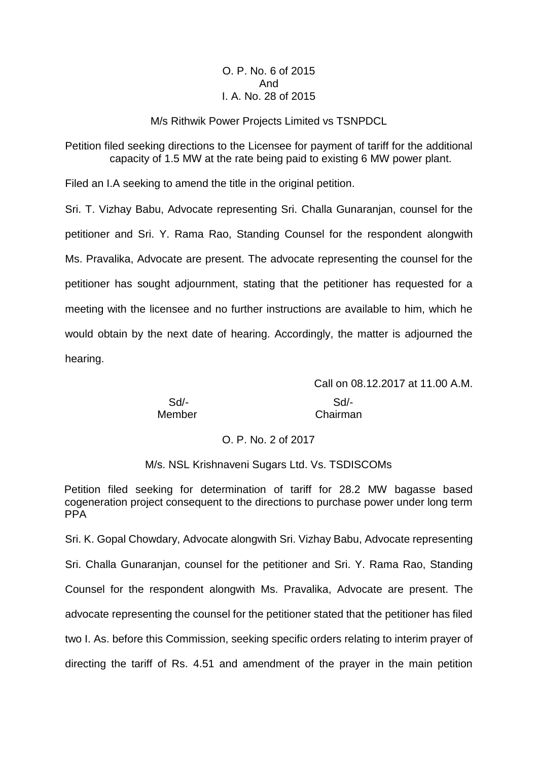O. P. No. 6 of 2015
And
I. A. No. 28 of 2015

M/s Rithwik Power Projects Limited vs TSNPDCL

Petition filed seeking directions to the Licensee for payment of tariff for the additional capacity of 1.5 MW at the rate being paid to existing 6 MW power plant.

Filed an I.A seeking to amend the title in the original petition.

Sri. T. Vizhay Babu, Advocate representing Sri. Challa Gunaranjan, counsel for the petitioner and Sri. Y. Rama Rao, Standing Counsel for the respondent alongwith Ms. Pravalika, Advocate are present. The advocate representing the counsel for the petitioner has sought adjournment, stating that the petitioner has requested for a meeting with the licensee and no further instructions are available to him, which he would obtain by the next date of hearing. Accordingly, the matter is adjourned the hearing.

Call on 08.12.2017 at 11.00 A.M.

| Sd/- | Sd/- |
|---|---|
| Member | Chairman |

O. P. No. 2 of 2017

M/s. NSL Krishnaveni Sugars Ltd. Vs. TSDISCOMs

Petition filed seeking for determination of tariff for 28.2 MW bagasse based cogeneration project consequent to the directions to purchase power under long term PPA

Sri. K. Gopal Chowdary, Advocate alongwith Sri. Vizhay Babu, Advocate representing Sri. Challa Gunaranjan, counsel for the petitioner and Sri. Y. Rama Rao, Standing Counsel for the respondent alongwith Ms. Pravalika, Advocate are present. The advocate representing the counsel for the petitioner stated that the petitioner has filed two I. As. before this Commission, seeking specific orders relating to interim prayer of directing the tariff of Rs. 4.51 and amendment of the prayer in the main petition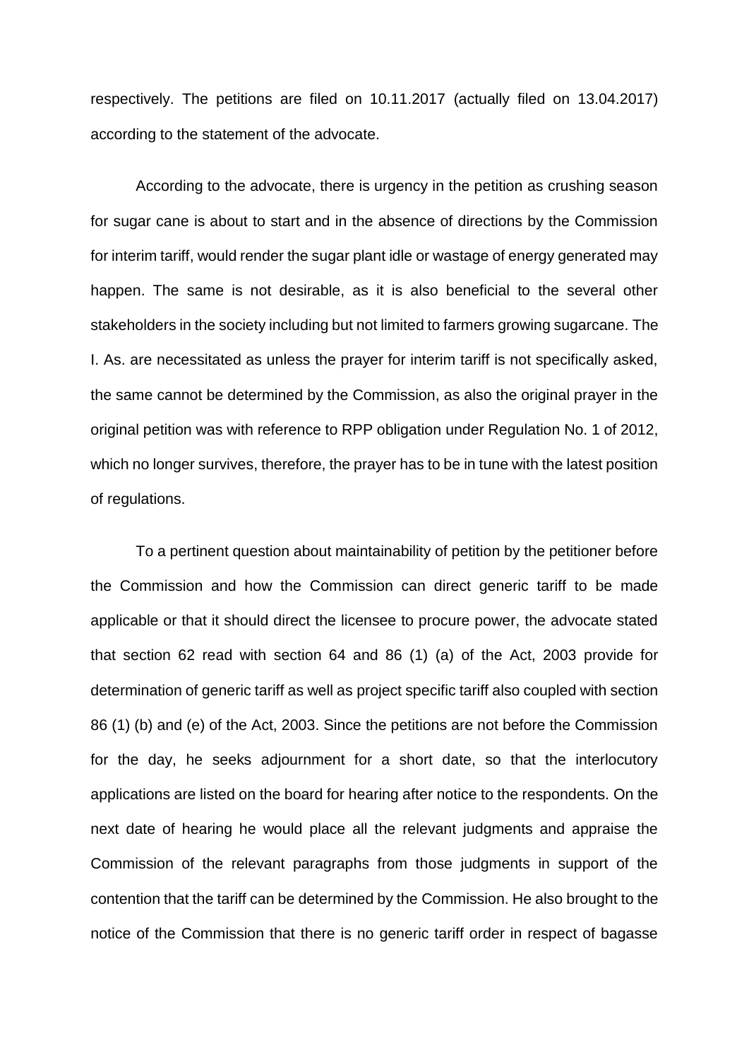respectively. The petitions are filed on 10.11.2017 (actually filed on 13.04.2017) according to the statement of the advocate.

According to the advocate, there is urgency in the petition as crushing season for sugar cane is about to start and in the absence of directions by the Commission for interim tariff, would render the sugar plant idle or wastage of energy generated may happen. The same is not desirable, as it is also beneficial to the several other stakeholders in the society including but not limited to farmers growing sugarcane. The I. As. are necessitated as unless the prayer for interim tariff is not specifically asked, the same cannot be determined by the Commission, as also the original prayer in the original petition was with reference to RPP obligation under Regulation No. 1 of 2012, which no longer survives, therefore, the prayer has to be in tune with the latest position of regulations.

To a pertinent question about maintainability of petition by the petitioner before the Commission and how the Commission can direct generic tariff to be made applicable or that it should direct the licensee to procure power, the advocate stated that section 62 read with section 64 and 86 (1) (a) of the Act, 2003 provide for determination of generic tariff as well as project specific tariff also coupled with section 86 (1) (b) and (e) of the Act, 2003. Since the petitions are not before the Commission for the day, he seeks adjournment for a short date, so that the interlocutory applications are listed on the board for hearing after notice to the respondents. On the next date of hearing he would place all the relevant judgments and appraise the Commission of the relevant paragraphs from those judgments in support of the contention that the tariff can be determined by the Commission. He also brought to the notice of the Commission that there is no generic tariff order in respect of bagasse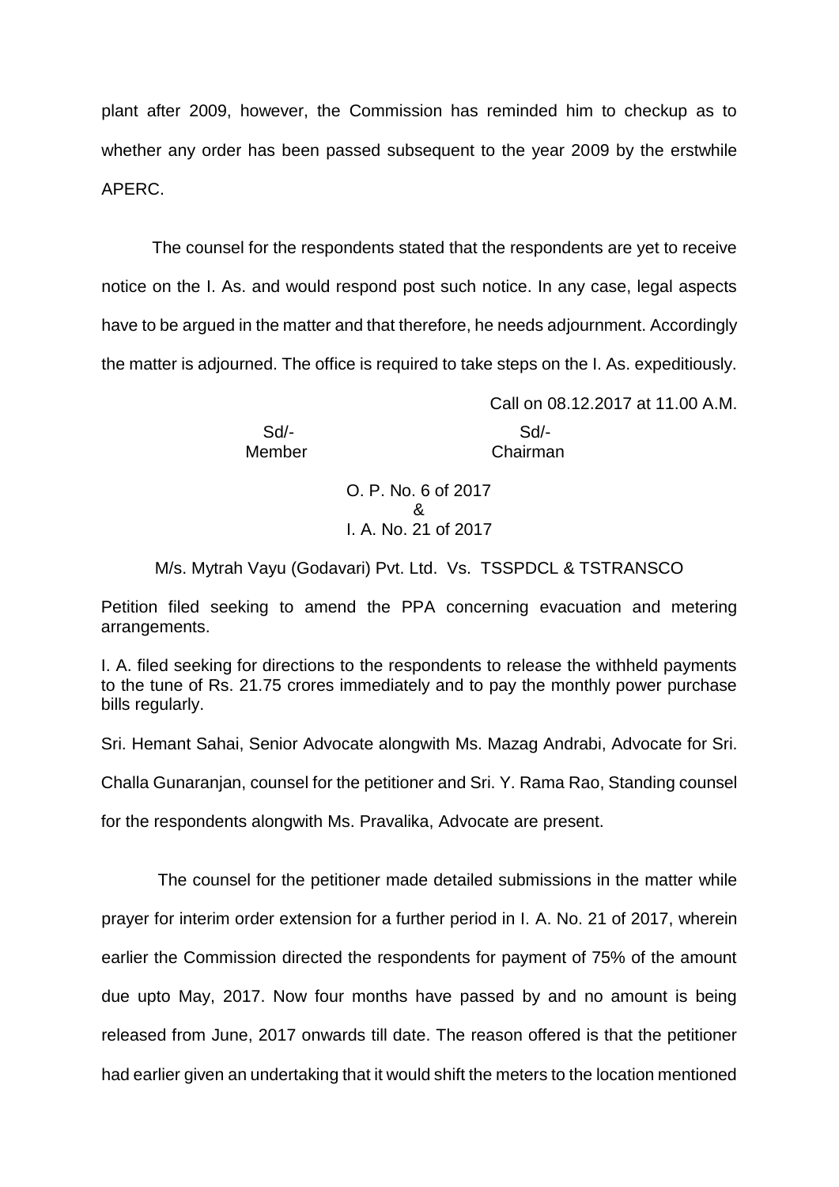plant after 2009, however, the Commission has reminded him to checkup as to whether any order has been passed subsequent to the year 2009 by the erstwhile APERC.

The counsel for the respondents stated that the respondents are yet to receive notice on the I. As. and would respond post such notice. In any case, legal aspects have to be argued in the matter and that therefore, he needs adjournment. Accordingly the matter is adjourned. The office is required to take steps on the I. As. expeditiously.

Call on 08.12.2017 at 11.00 A.M.

| Sd/- | Sd/- |
|---|---|
| Member | Chairman |

O. P. No. 6 of 2017
&
I. A. No. 21 of 2017

M/s. Mytrah Vayu (Godavari) Pvt. Ltd. Vs. TSSPDCL & TSTRANSCO

Petition filed seeking to amend the PPA concerning evacuation and metering arrangements.

I. A. filed seeking for directions to the respondents to release the withheld payments to the tune of Rs. 21.75 crores immediately and to pay the monthly power purchase bills regularly.

Sri. Hemant Sahai, Senior Advocate alongwith Ms. Mazag Andrabi, Advocate for Sri. Challa Gunaranjan, counsel for the petitioner and Sri. Y. Rama Rao, Standing counsel for the respondents alongwith Ms. Pravalika, Advocate are present.

The counsel for the petitioner made detailed submissions in the matter while prayer for interim order extension for a further period in I. A. No. 21 of 2017, wherein earlier the Commission directed the respondents for payment of 75% of the amount due upto May, 2017. Now four months have passed by and no amount is being released from June, 2017 onwards till date. The reason offered is that the petitioner had earlier given an undertaking that it would shift the meters to the location mentioned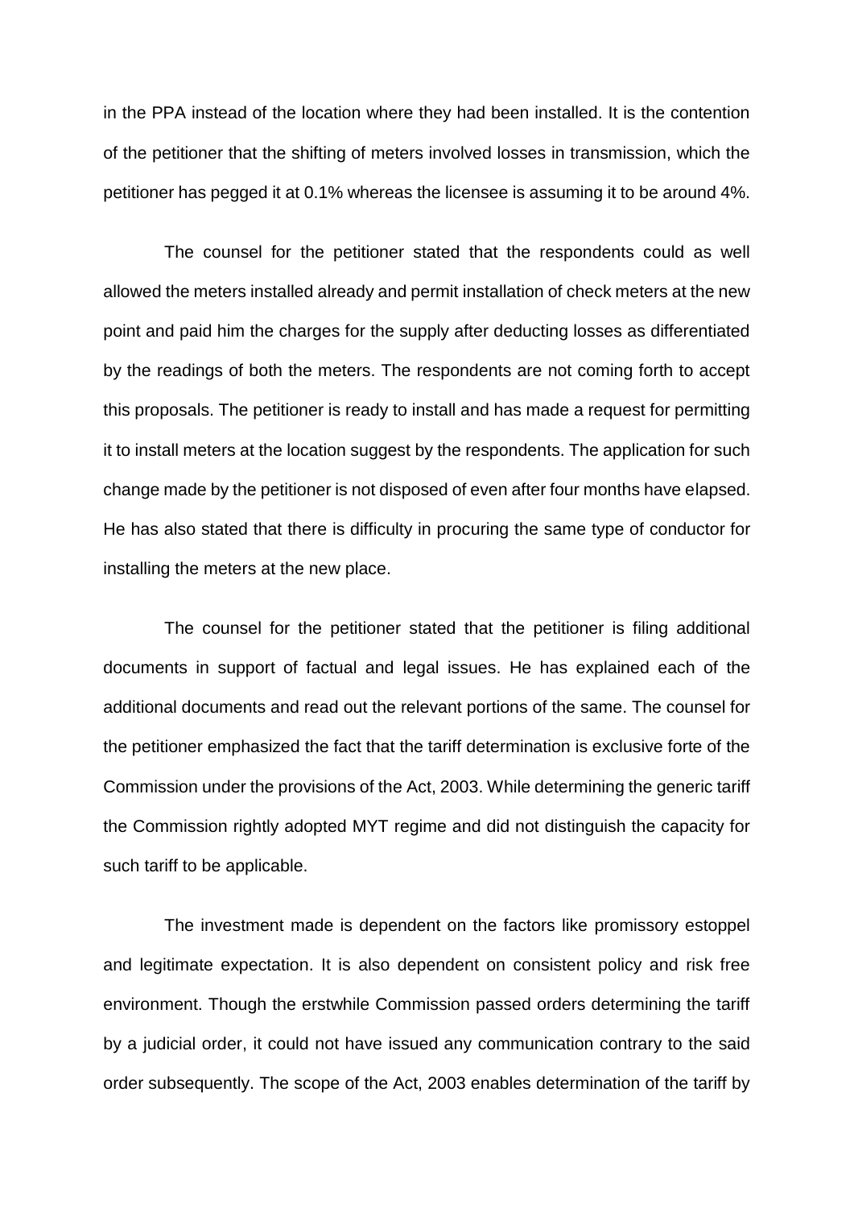in the PPA instead of the location where they had been installed. It is the contention of the petitioner that the shifting of meters involved losses in transmission, which the petitioner has pegged it at 0.1% whereas the licensee is assuming it to be around 4%.

The counsel for the petitioner stated that the respondents could as well allowed the meters installed already and permit installation of check meters at the new point and paid him the charges for the supply after deducting losses as differentiated by the readings of both the meters. The respondents are not coming forth to accept this proposals. The petitioner is ready to install and has made a request for permitting it to install meters at the location suggest by the respondents. The application for such change made by the petitioner is not disposed of even after four months have elapsed. He has also stated that there is difficulty in procuring the same type of conductor for installing the meters at the new place.

The counsel for the petitioner stated that the petitioner is filing additional documents in support of factual and legal issues. He has explained each of the additional documents and read out the relevant portions of the same. The counsel for the petitioner emphasized the fact that the tariff determination is exclusive forte of the Commission under the provisions of the Act, 2003. While determining the generic tariff the Commission rightly adopted MYT regime and did not distinguish the capacity for such tariff to be applicable.

The investment made is dependent on the factors like promissory estoppel and legitimate expectation. It is also dependent on consistent policy and risk free environment. Though the erstwhile Commission passed orders determining the tariff by a judicial order, it could not have issued any communication contrary to the said order subsequently. The scope of the Act, 2003 enables determination of the tariff by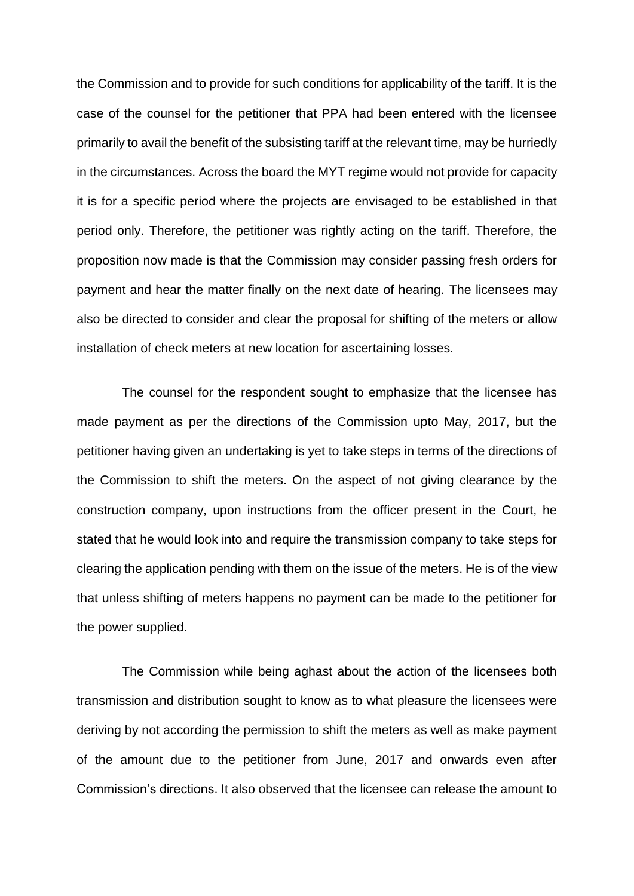the Commission and to provide for such conditions for applicability of the tariff. It is the case of the counsel for the petitioner that PPA had been entered with the licensee primarily to avail the benefit of the subsisting tariff at the relevant time, may be hurriedly in the circumstances. Across the board the MYT regime would not provide for capacity it is for a specific period where the projects are envisaged to be established in that period only. Therefore, the petitioner was rightly acting on the tariff. Therefore, the proposition now made is that the Commission may consider passing fresh orders for payment and hear the matter finally on the next date of hearing. The licensees may also be directed to consider and clear the proposal for shifting of the meters or allow installation of check meters at new location for ascertaining losses.

The counsel for the respondent sought to emphasize that the licensee has made payment as per the directions of the Commission upto May, 2017, but the petitioner having given an undertaking is yet to take steps in terms of the directions of the Commission to shift the meters. On the aspect of not giving clearance by the construction company, upon instructions from the officer present in the Court, he stated that he would look into and require the transmission company to take steps for clearing the application pending with them on the issue of the meters. He is of the view that unless shifting of meters happens no payment can be made to the petitioner for the power supplied.

The Commission while being aghast about the action of the licensees both transmission and distribution sought to know as to what pleasure the licensees were deriving by not according the permission to shift the meters as well as make payment of the amount due to the petitioner from June, 2017 and onwards even after Commission's directions. It also observed that the licensee can release the amount to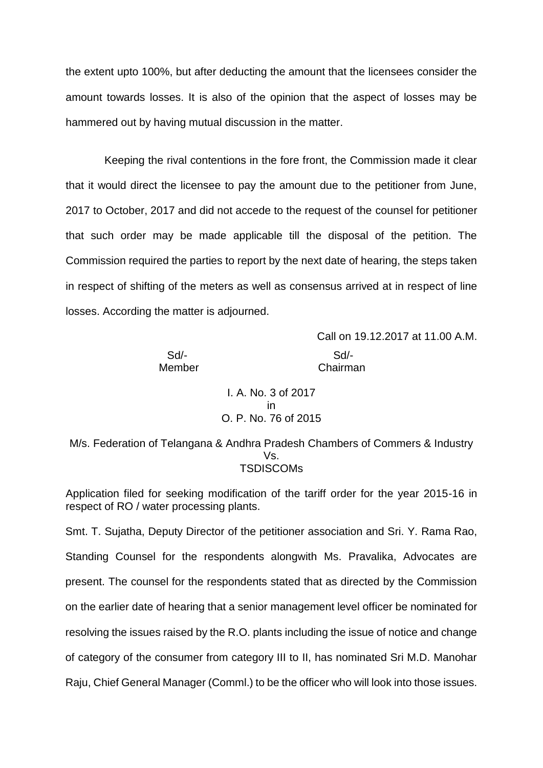the extent upto 100%, but after deducting the amount that the licensees consider the amount towards losses. It is also of the opinion that the aspect of losses may be hammered out by having mutual discussion in the matter.

Keeping the rival contentions in the fore front, the Commission made it clear that it would direct the licensee to pay the amount due to the petitioner from June, 2017 to October, 2017 and did not accede to the request of the counsel for petitioner that such order may be made applicable till the disposal of the petition. The Commission required the parties to report by the next date of hearing, the steps taken in respect of shifting of the meters as well as consensus arrived at in respect of line losses. According the matter is adjourned.

Call on 19.12.2017 at 11.00 A.M.

| Sd/- | Sd/- |
|---|---|
| Member | Chairman |

I. A. No. 3 of 2017
in
O. P. No. 76 of 2015

M/s. Federation of Telangana & Andhra Pradesh Chambers of Commers & Industry
Vs.
TSDISCOMs

Application filed for seeking modification of the tariff order for the year 2015-16 in respect of RO / water processing plants.

Smt. T. Sujatha, Deputy Director of the petitioner association and Sri. Y. Rama Rao, Standing Counsel for the respondents alongwith Ms. Pravalika, Advocates are present. The counsel for the respondents stated that as directed by the Commission on the earlier date of hearing that a senior management level officer be nominated for resolving the issues raised by the R.O. plants including the issue of notice and change of category of the consumer from category III to II, has nominated Sri M.D. Manohar Raju, Chief General Manager (Comml.) to be the officer who will look into those issues.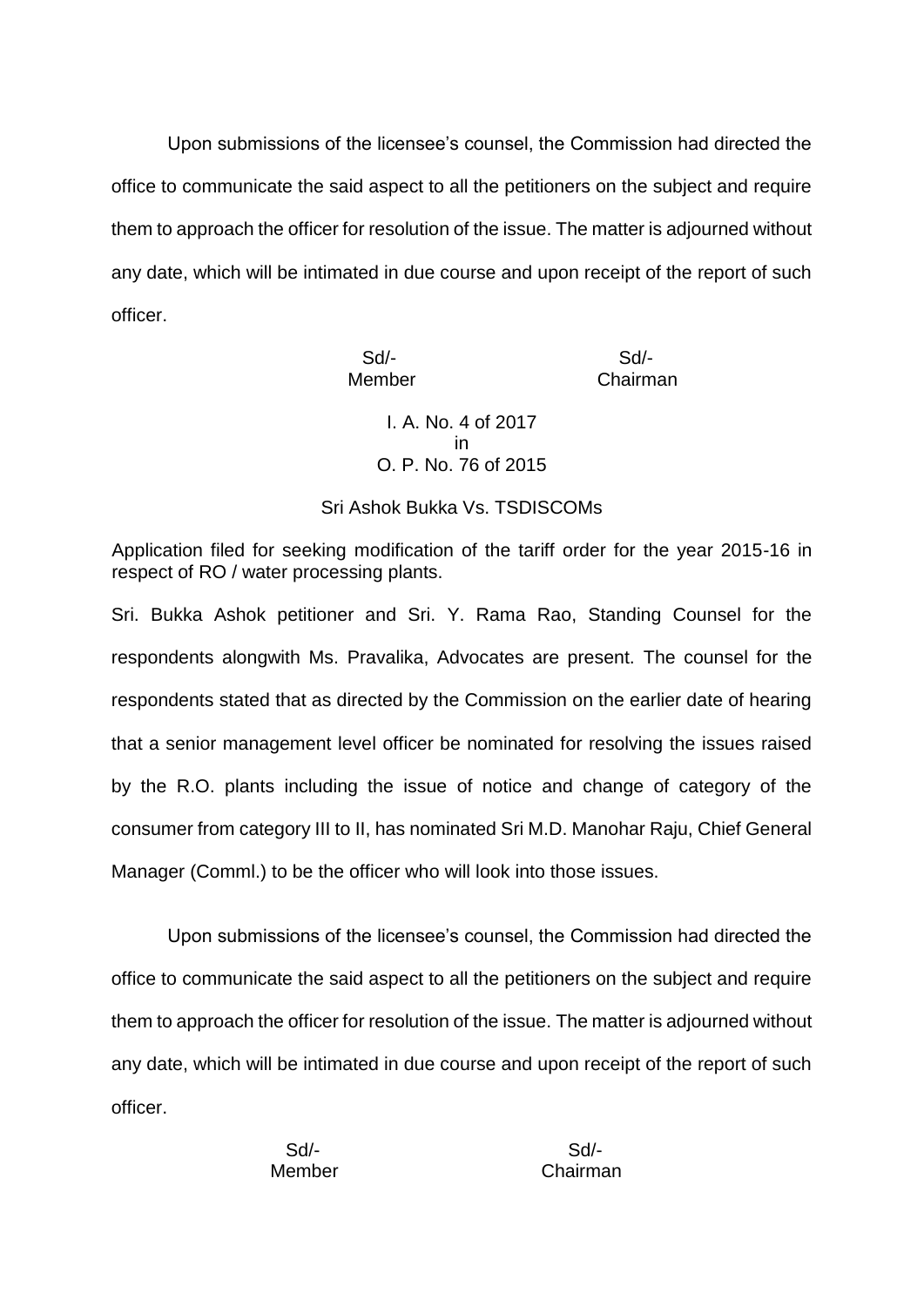Upon submissions of the licensee's counsel, the Commission had directed the office to communicate the said aspect to all the petitioners on the subject and require them to approach the officer for resolution of the issue. The matter is adjourned without any date, which will be intimated in due course and upon receipt of the report of such officer.

| Sd/- | Sd/- |
|---|---|
| Member | Chairman |

I. A. No. 4 of 2017
in
O. P. No. 76 of 2015

Sri Ashok Bukka Vs. TSDISCOMs

Application filed for seeking modification of the tariff order for the year 2015-16 in respect of RO / water processing plants.

Sri. Bukka Ashok petitioner and Sri. Y. Rama Rao, Standing Counsel for the respondents alongwith Ms. Pravalika, Advocates are present. The counsel for the respondents stated that as directed by the Commission on the earlier date of hearing that a senior management level officer be nominated for resolving the issues raised by the R.O. plants including the issue of notice and change of category of the consumer from category III to II, has nominated Sri M.D. Manohar Raju, Chief General Manager (Comml.) to be the officer who will look into those issues.

Upon submissions of the licensee's counsel, the Commission had directed the office to communicate the said aspect to all the petitioners on the subject and require them to approach the officer for resolution of the issue. The matter is adjourned without any date, which will be intimated in due course and upon receipt of the report of such officer.

| Sd/- | Sd/- |
|---|---|
| Member | Chairman |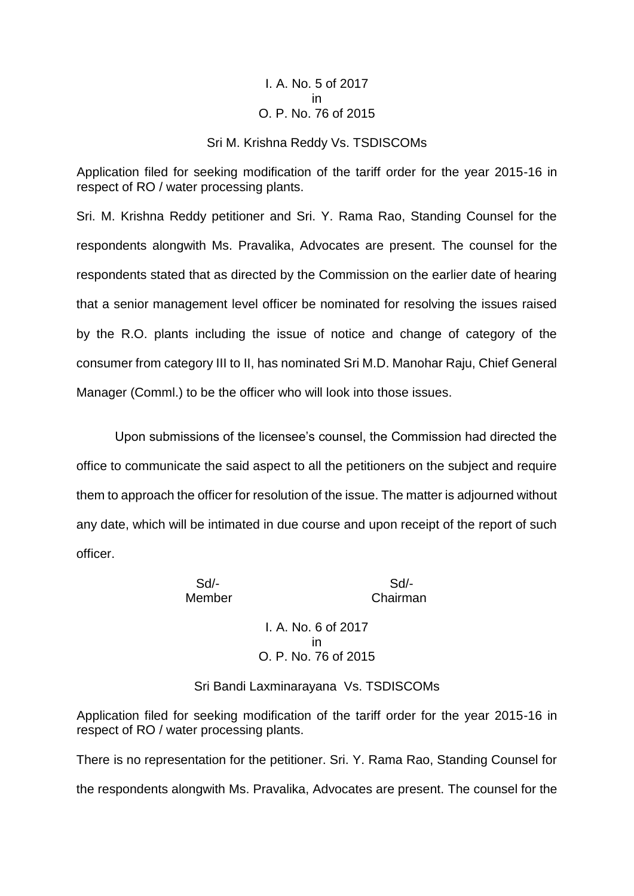I. A. No. 5 of 2017
in
O. P. No. 76 of 2015

Sri M. Krishna Reddy Vs. TSDISCOMs

Application filed for seeking modification of the tariff order for the year 2015-16 in respect of RO / water processing plants.

Sri. M. Krishna Reddy petitioner and Sri. Y. Rama Rao, Standing Counsel for the respondents alongwith Ms. Pravalika, Advocates are present. The counsel for the respondents stated that as directed by the Commission on the earlier date of hearing that a senior management level officer be nominated for resolving the issues raised by the R.O. plants including the issue of notice and change of category of the consumer from category III to II, has nominated Sri M.D. Manohar Raju, Chief General Manager (Comml.) to be the officer who will look into those issues.

Upon submissions of the licensee's counsel, the Commission had directed the office to communicate the said aspect to all the petitioners on the subject and require them to approach the officer for resolution of the issue. The matter is adjourned without any date, which will be intimated in due course and upon receipt of the report of such officer.

Sd/-
Member

Sd/-
Chairman

I. A. No. 6 of 2017
in
O. P. No. 76 of 2015

Sri Bandi Laxminarayana Vs. TSDISCOMs

Application filed for seeking modification of the tariff order for the year 2015-16 in respect of RO / water processing plants.

There is no representation for the petitioner. Sri. Y. Rama Rao, Standing Counsel for the respondents alongwith Ms. Pravalika, Advocates are present. The counsel for the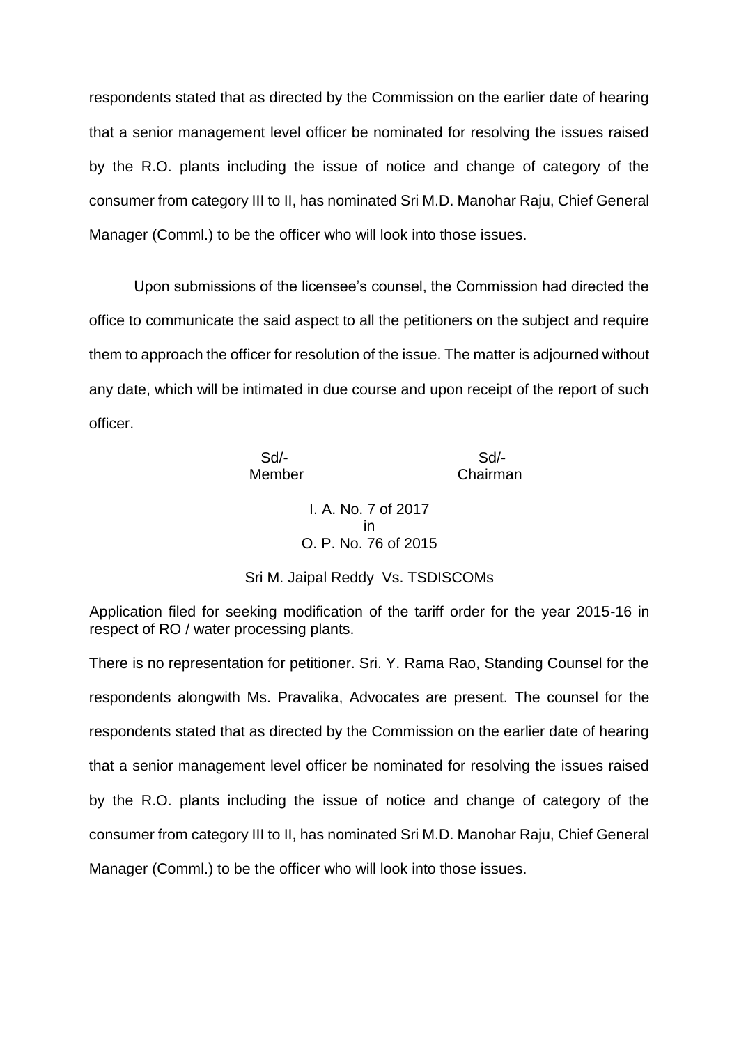respondents stated that as directed by the Commission on the earlier date of hearing that a senior management level officer be nominated for resolving the issues raised by the R.O. plants including the issue of notice and change of category of the consumer from category III to II, has nominated Sri M.D. Manohar Raju, Chief General Manager (Comml.) to be the officer who will look into those issues.

Upon submissions of the licensee's counsel, the Commission had directed the office to communicate the said aspect to all the petitioners on the subject and require them to approach the officer for resolution of the issue. The matter is adjourned without any date, which will be intimated in due course and upon receipt of the report of such officer.

| Sd/- | Sd/- |
|---|---|
| Member | Chairman |

I. A. No. 7 of 2017
in
O. P. No. 76 of 2015

Sri M. Jaipal Reddy Vs. TSDISCOMs

Application filed for seeking modification of the tariff order for the year 2015-16 in respect of RO / water processing plants.

There is no representation for petitioner. Sri. Y. Rama Rao, Standing Counsel for the respondents alongwith Ms. Pravalika, Advocates are present. The counsel for the respondents stated that as directed by the Commission on the earlier date of hearing that a senior management level officer be nominated for resolving the issues raised by the R.O. plants including the issue of notice and change of category of the consumer from category III to II, has nominated Sri M.D. Manohar Raju, Chief General Manager (Comml.) to be the officer who will look into those issues.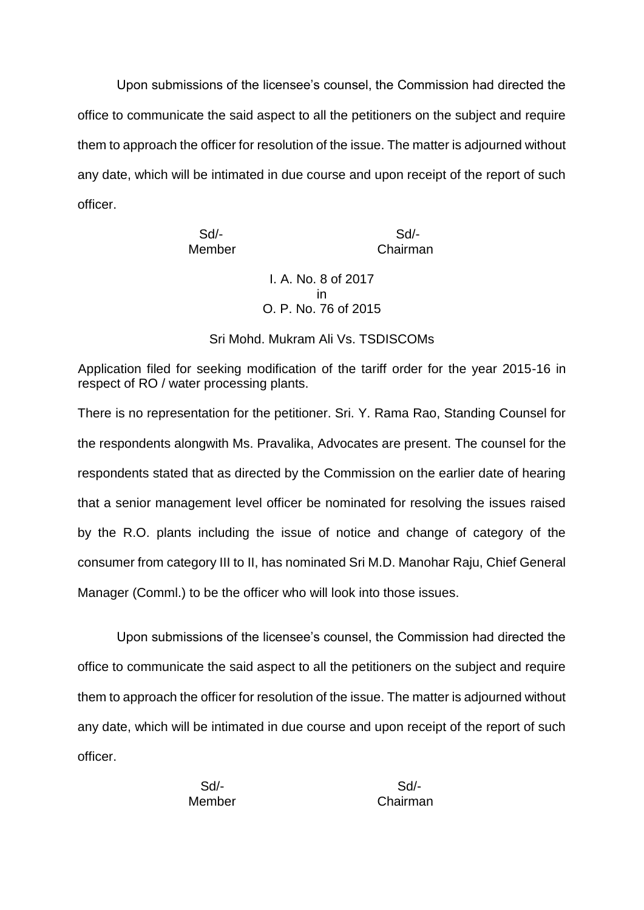Upon submissions of the licensee's counsel, the Commission had directed the office to communicate the said aspect to all the petitioners on the subject and require them to approach the officer for resolution of the issue. The matter is adjourned without any date, which will be intimated in due course and upon receipt of the report of such officer.

| | |
|---|---|
| Sd/- | Sd/- |
| Member | Chairman |

I. A. No. 8 of 2017
in
O. P. No. 76 of 2015

Sri Mohd. Mukram Ali Vs. TSDISCOMs

Application filed for seeking modification of the tariff order for the year 2015-16 in respect of RO / water processing plants.

There is no representation for the petitioner. Sri. Y. Rama Rao, Standing Counsel for the respondents alongwith Ms. Pravalika, Advocates are present. The counsel for the respondents stated that as directed by the Commission on the earlier date of hearing that a senior management level officer be nominated for resolving the issues raised by the R.O. plants including the issue of notice and change of category of the consumer from category III to II, has nominated Sri M.D. Manohar Raju, Chief General Manager (Comml.) to be the officer who will look into those issues.

Upon submissions of the licensee's counsel, the Commission had directed the office to communicate the said aspect to all the petitioners on the subject and require them to approach the officer for resolution of the issue. The matter is adjourned without any date, which will be intimated in due course and upon receipt of the report of such officer.

| | |
|---|---|
| Sd/- | Sd/- |
| Member | Chairman |